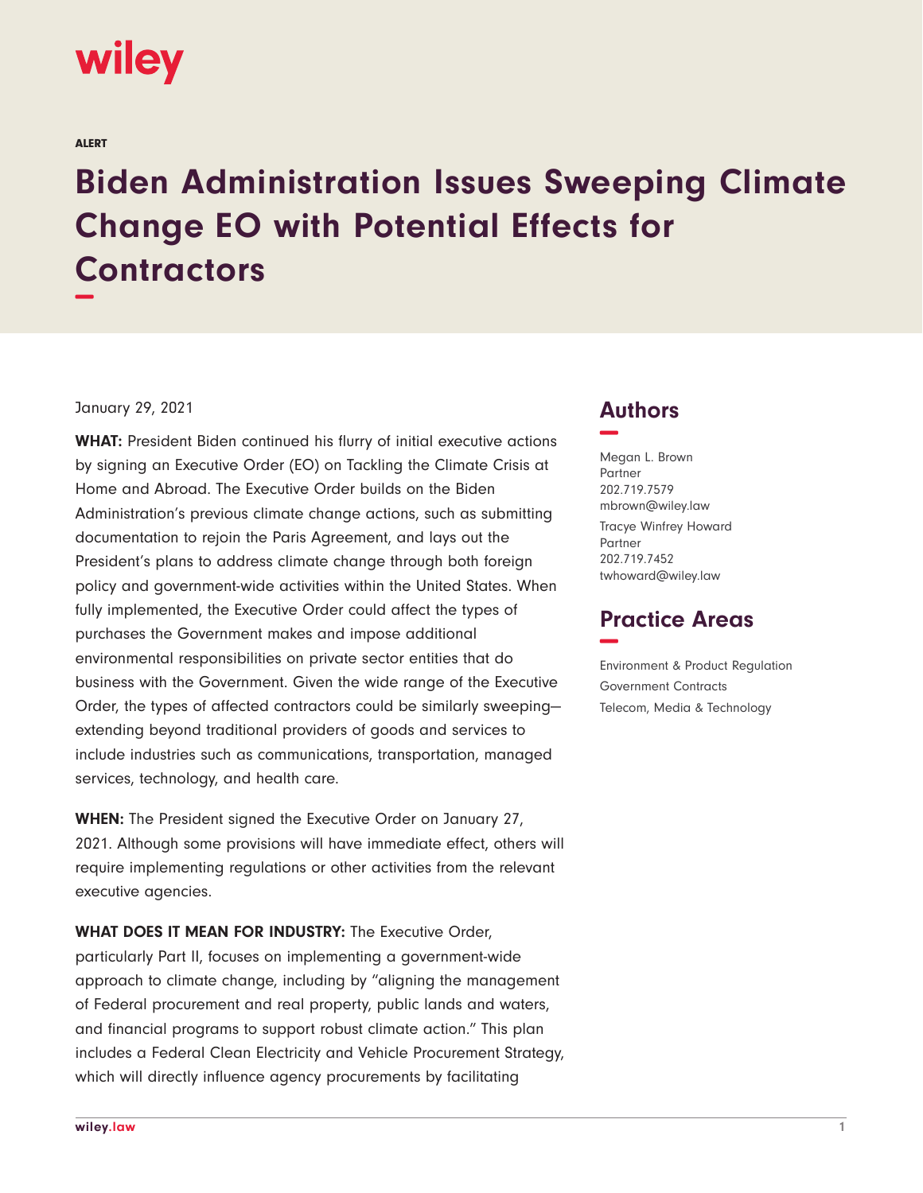wiley

ALERT

# Biden Administration Issues Sweeping Climate Change EO with Potential Effects for Contractors

January 29, 2021

**WHAT:** President Biden continued his flurry of initial executive actions by signing an Executive Order (EO) on Tackling the Climate Crisis at Home and Abroad. The Executive Order builds on the Biden Administration's previous climate change actions, such as submitting documentation to rejoin the Paris Agreement, and lays out the President's plans to address climate change through both foreign policy and government-wide activities within the United States. When fully implemented, the Executive Order could affect the types of purchases the Government makes and impose additional environmental responsibilities on private sector entities that do business with the Government. Given the wide range of the Executive Order, the types of affected contractors could be similarly sweeping—extending beyond traditional providers of goods and services to include industries such as communications, transportation, managed services, technology, and health care.

**WHEN:** The President signed the Executive Order on January 27, 2021. Although some provisions will have immediate effect, others will require implementing regulations or other activities from the relevant executive agencies.

**WHAT DOES IT MEAN FOR INDUSTRY:** The Executive Order, particularly Part II, focuses on implementing a government-wide approach to climate change, including by "aligning the management of Federal procurement and real property, public lands and waters, and financial programs to support robust climate action." This plan includes a Federal Clean Electricity and Vehicle Procurement Strategy, which will directly influence agency procurements by facilitating

## Authors

Megan L. Brown
Partner
202.719.7579
mbrown@wiley.law

Tracye Winfrey Howard
Partner
202.719.7452
twhoward@wiley.law

## Practice Areas

Environment & Product Regulation
Government Contracts
Telecom, Media & Technology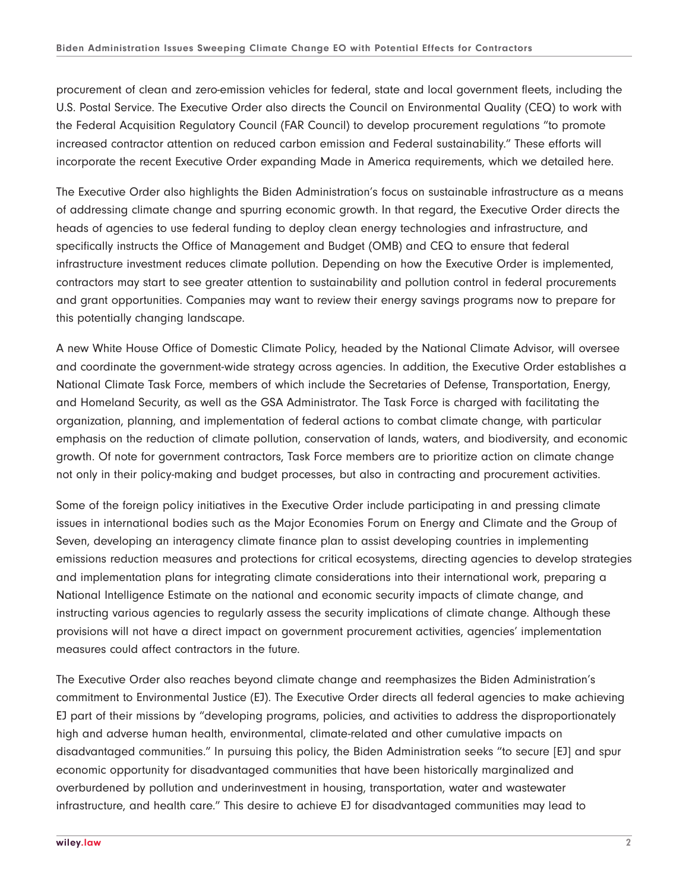procurement of clean and zero-emission vehicles for federal, state and local government fleets, including the U.S. Postal Service. The Executive Order also directs the Council on Environmental Quality (CEQ) to work with the Federal Acquisition Regulatory Council (FAR Council) to develop procurement regulations "to promote increased contractor attention on reduced carbon emission and Federal sustainability." These efforts will incorporate the recent Executive Order expanding Made in America requirements, which we detailed here.

The Executive Order also highlights the Biden Administration's focus on sustainable infrastructure as a means of addressing climate change and spurring economic growth. In that regard, the Executive Order directs the heads of agencies to use federal funding to deploy clean energy technologies and infrastructure, and specifically instructs the Office of Management and Budget (OMB) and CEQ to ensure that federal infrastructure investment reduces climate pollution. Depending on how the Executive Order is implemented, contractors may start to see greater attention to sustainability and pollution control in federal procurements and grant opportunities. Companies may want to review their energy savings programs now to prepare for this potentially changing landscape.

A new White House Office of Domestic Climate Policy, headed by the National Climate Advisor, will oversee and coordinate the government-wide strategy across agencies. In addition, the Executive Order establishes a National Climate Task Force, members of which include the Secretaries of Defense, Transportation, Energy, and Homeland Security, as well as the GSA Administrator. The Task Force is charged with facilitating the organization, planning, and implementation of federal actions to combat climate change, with particular emphasis on the reduction of climate pollution, conservation of lands, waters, and biodiversity, and economic growth. Of note for government contractors, Task Force members are to prioritize action on climate change not only in their policy-making and budget processes, but also in contracting and procurement activities.

Some of the foreign policy initiatives in the Executive Order include participating in and pressing climate issues in international bodies such as the Major Economies Forum on Energy and Climate and the Group of Seven, developing an interagency climate finance plan to assist developing countries in implementing emissions reduction measures and protections for critical ecosystems, directing agencies to develop strategies and implementation plans for integrating climate considerations into their international work, preparing a National Intelligence Estimate on the national and economic security impacts of climate change, and instructing various agencies to regularly assess the security implications of climate change. Although these provisions will not have a direct impact on government procurement activities, agencies' implementation measures could affect contractors in the future.

The Executive Order also reaches beyond climate change and reemphasizes the Biden Administration's commitment to Environmental Justice (EJ). The Executive Order directs all federal agencies to make achieving EJ part of their missions by "developing programs, policies, and activities to address the disproportionately high and adverse human health, environmental, climate-related and other cumulative impacts on disadvantaged communities." In pursuing this policy, the Biden Administration seeks "to secure [EJ] and spur economic opportunity for disadvantaged communities that have been historically marginalized and overburdened by pollution and underinvestment in housing, transportation, water and wastewater infrastructure, and health care." This desire to achieve EJ for disadvantaged communities may lead to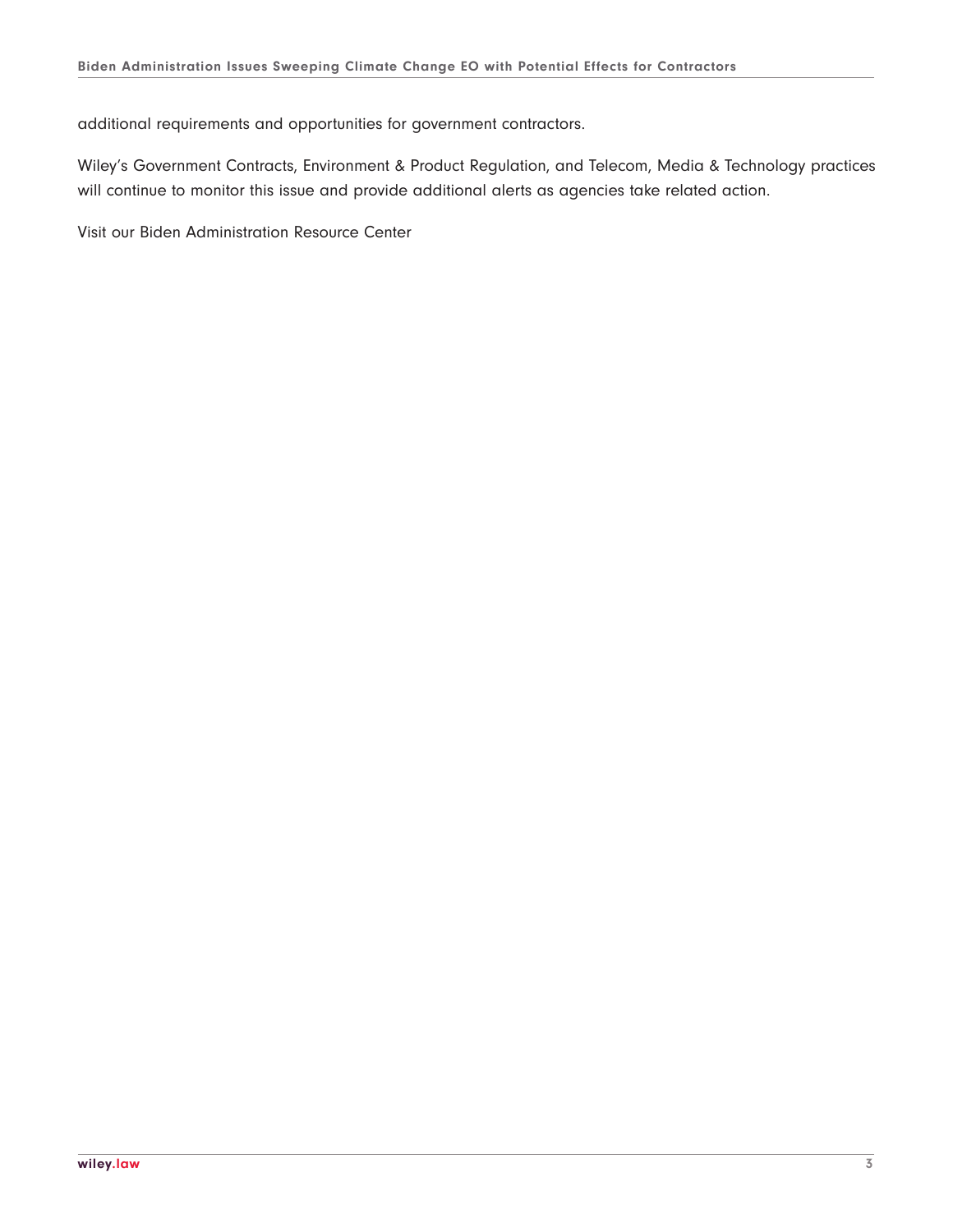additional requirements and opportunities for government contractors.

Wiley's Government Contracts, Environment & Product Regulation, and Telecom, Media & Technology practices will continue to monitor this issue and provide additional alerts as agencies take related action.

Visit our Biden Administration Resource Center